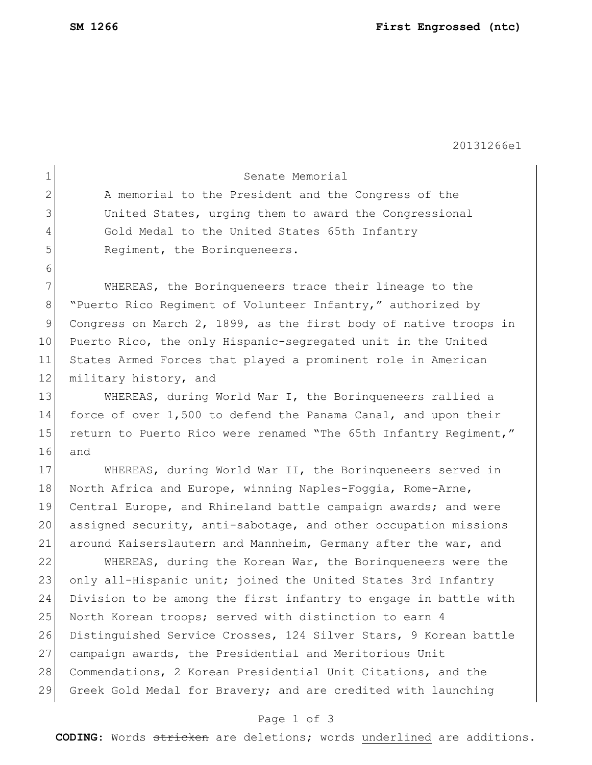Senate Memorial

A memorial to the President and the Congress of the United States, urging them to award the Congressional Gold Medal to the United States 65th Infantry Regiment, the Borinqueneers.

WHEREAS, the Borinqueneers trace their lineage to the "Puerto Rico Regiment of Volunteer Infantry," authorized by Congress on March 2, 1899, as the first body of native troops in Puerto Rico, the only Hispanic-segregated unit in the United States Armed Forces that played a prominent role in American military history, and

WHEREAS, during World War I, the Borinqueneers rallied a force of over 1,500 to defend the Panama Canal, and upon their return to Puerto Rico were renamed "The 65th Infantry Regiment," and

WHEREAS, during World War II, the Borinqueneers served in North Africa and Europe, winning Naples-Foggia, Rome-Arne, Central Europe, and Rhineland battle campaign awards; and were assigned security, anti-sabotage, and other occupation missions around Kaiserslautern and Mannheim, Germany after the war, and

WHEREAS, during the Korean War, the Borinqueneers were the only all-Hispanic unit; joined the United States 3rd Infantry Division to be among the first infantry to engage in battle with North Korean troops; served with distinction to earn 4 Distinguished Service Crosses, 124 Silver Stars, 9 Korean battle campaign awards, the Presidential and Meritorious Unit Commendations, 2 Korean Presidential Unit Citations, and the Greek Gold Medal for Bravery; and are credited with launching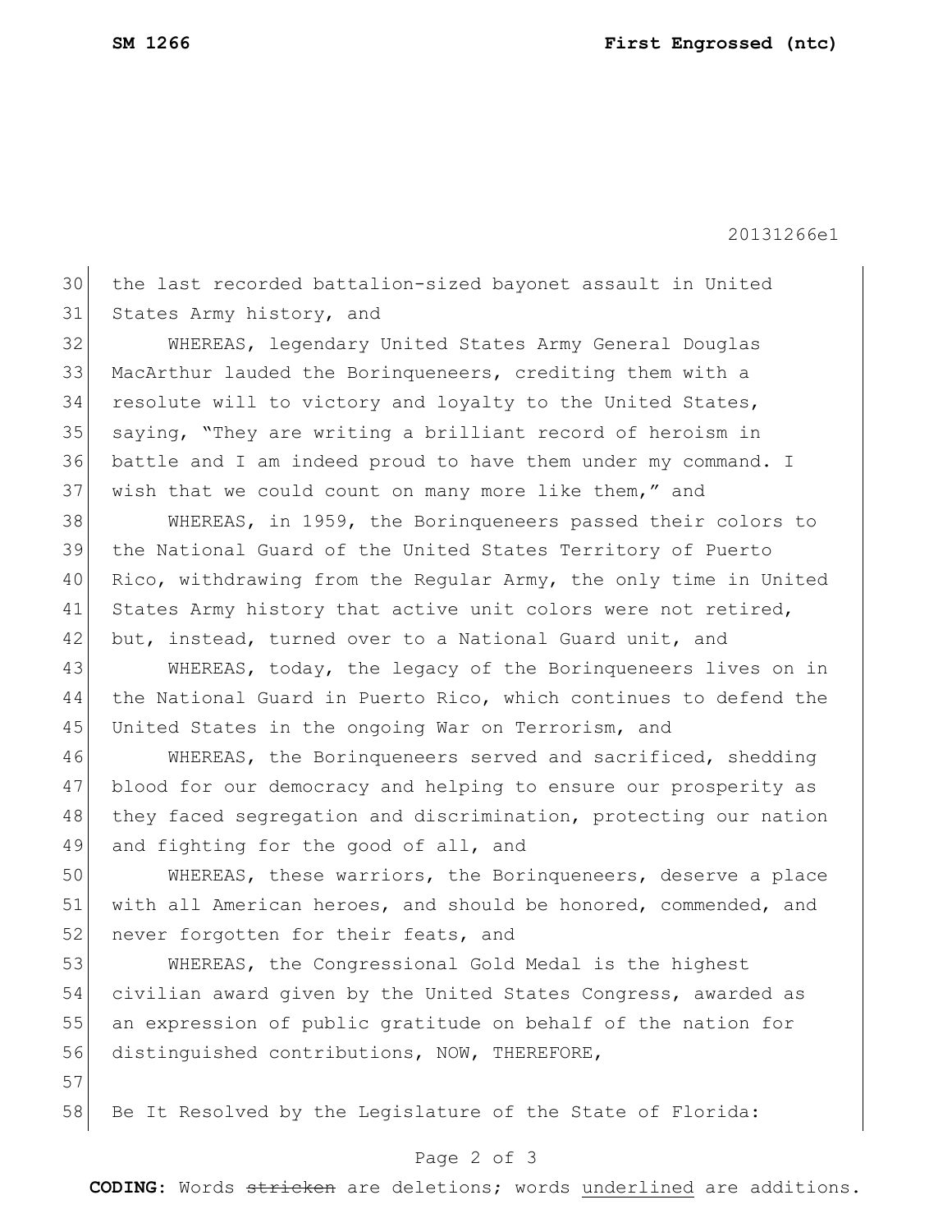the last recorded battalion-sized bayonet assault in United States Army history, and

WHEREAS, legendary United States Army General Douglas MacArthur lauded the Borinqueneers, crediting them with a resolute will to victory and loyalty to the United States, saying, "They are writing a brilliant record of heroism in battle and I am indeed proud to have them under my command. I wish that we could count on many more like them," and

WHEREAS, in 1959, the Borinqueneers passed their colors to the National Guard of the United States Territory of Puerto Rico, withdrawing from the Regular Army, the only time in United States Army history that active unit colors were not retired, but, instead, turned over to a National Guard unit, and

WHEREAS, today, the legacy of the Borinqueneers lives on in the National Guard in Puerto Rico, which continues to defend the United States in the ongoing War on Terrorism, and

WHEREAS, the Borinqueneers served and sacrificed, shedding blood for our democracy and helping to ensure our prosperity as they faced segregation and discrimination, protecting our nation and fighting for the good of all, and

WHEREAS, these warriors, the Borinqueneers, deserve a place with all American heroes, and should be honored, commended, and never forgotten for their feats, and

WHEREAS, the Congressional Gold Medal is the highest civilian award given by the United States Congress, awarded as an expression of public gratitude on behalf of the nation for distinguished contributions, NOW, THEREFORE,

Be It Resolved by the Legislature of the State of Florida: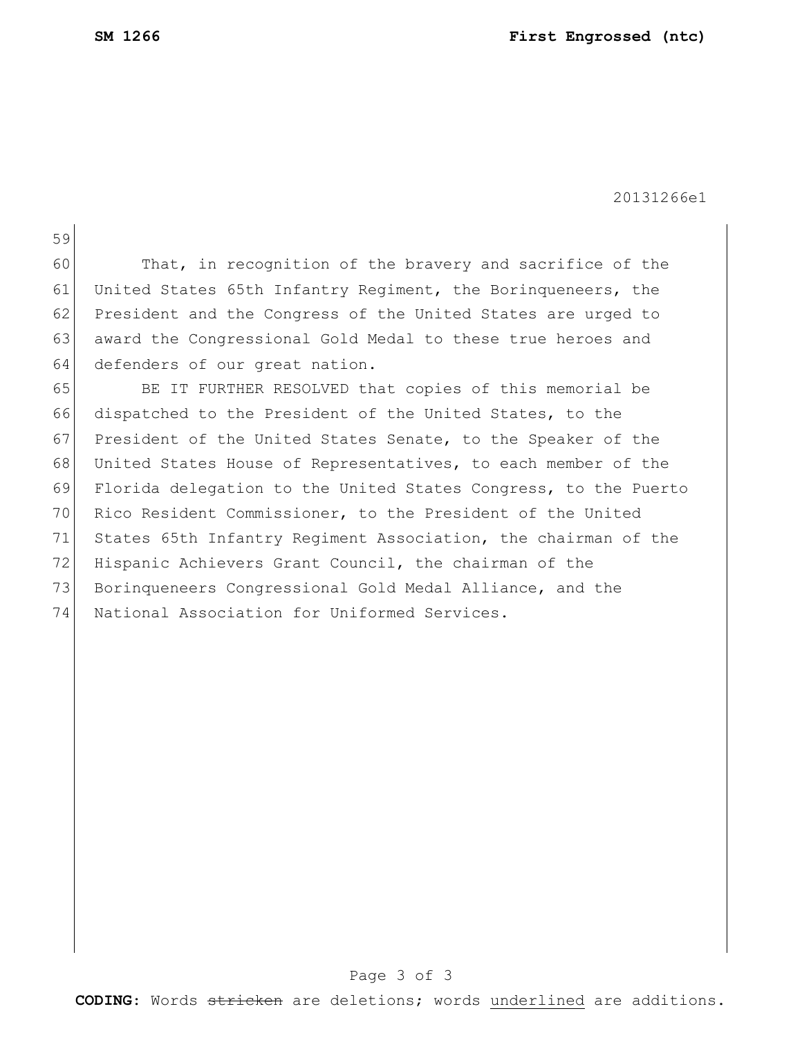That, in recognition of the bravery and sacrifice of the United States 65th Infantry Regiment, the Borinqueneers, the President and the Congress of the United States are urged to award the Congressional Gold Medal to these true heroes and defenders of our great nation.

BE IT FURTHER RESOLVED that copies of this memorial be dispatched to the President of the United States, to the President of the United States Senate, to the Speaker of the United States House of Representatives, to each member of the Florida delegation to the United States Congress, to the Puerto Rico Resident Commissioner, to the President of the United States 65th Infantry Regiment Association, the chairman of the Hispanic Achievers Grant Council, the chairman of the Borinqueneers Congressional Gold Medal Alliance, and the National Association for Uniformed Services.